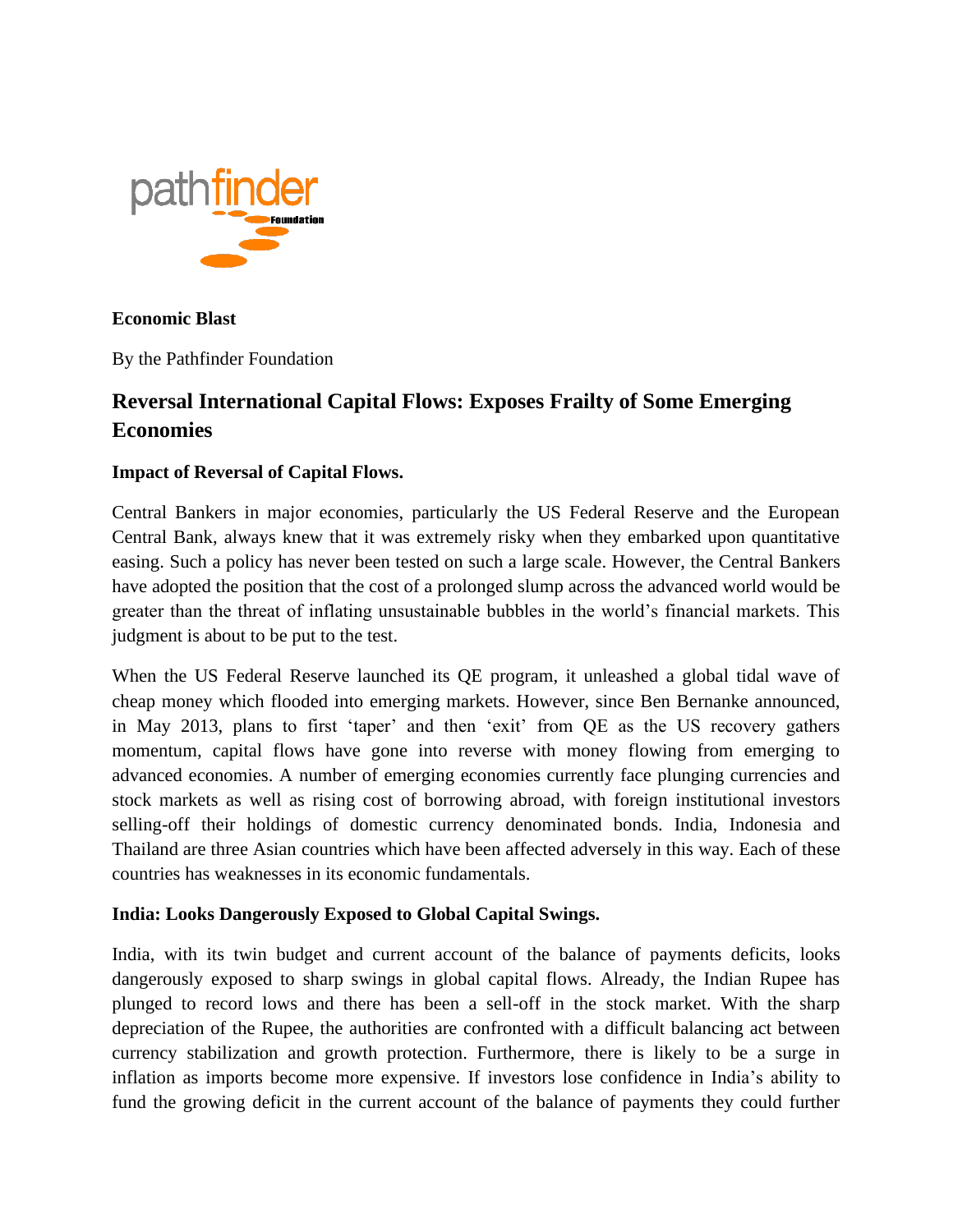**Economic Blast**

By the Pathfinder Foundation

## Reversal International Capital Flows: Exposes Frailty of Some Emerging Economies

### Impact of Reversal of Capital Flows.

Central Bankers in major economies, particularly the US Federal Reserve and the European Central Bank, always knew that it was extremely risky when they embarked upon quantitative easing. Such a policy has never been tested on such a large scale. However, the Central Bankers have adopted the position that the cost of a prolonged slump across the advanced world would be greater than the threat of inflating unsustainable bubbles in the world's financial markets. This judgment is about to be put to the test.

When the US Federal Reserve launched its QE program, it unleashed a global tidal wave of cheap money which flooded into emerging markets. However, since Ben Bernanke announced, in May 2013, plans to first 'taper' and then 'exit' from QE as the US recovery gathers momentum, capital flows have gone into reverse with money flowing from emerging to advanced economies. A number of emerging economies currently face plunging currencies and stock markets as well as rising cost of borrowing abroad, with foreign institutional investors selling-off their holdings of domestic currency denominated bonds. India, Indonesia and Thailand are three Asian countries which have been affected adversely in this way. Each of these countries has weaknesses in its economic fundamentals.

### India: Looks Dangerously Exposed to Global Capital Swings.

India, with its twin budget and current account of the balance of payments deficits, looks dangerously exposed to sharp swings in global capital flows. Already, the Indian Rupee has plunged to record lows and there has been a sell-off in the stock market. With the sharp depreciation of the Rupee, the authorities are confronted with a difficult balancing act between currency stabilization and growth protection. Furthermore, there is likely to be a surge in inflation as imports become more expensive. If investors lose confidence in India's ability to fund the growing deficit in the current account of the balance of payments they could further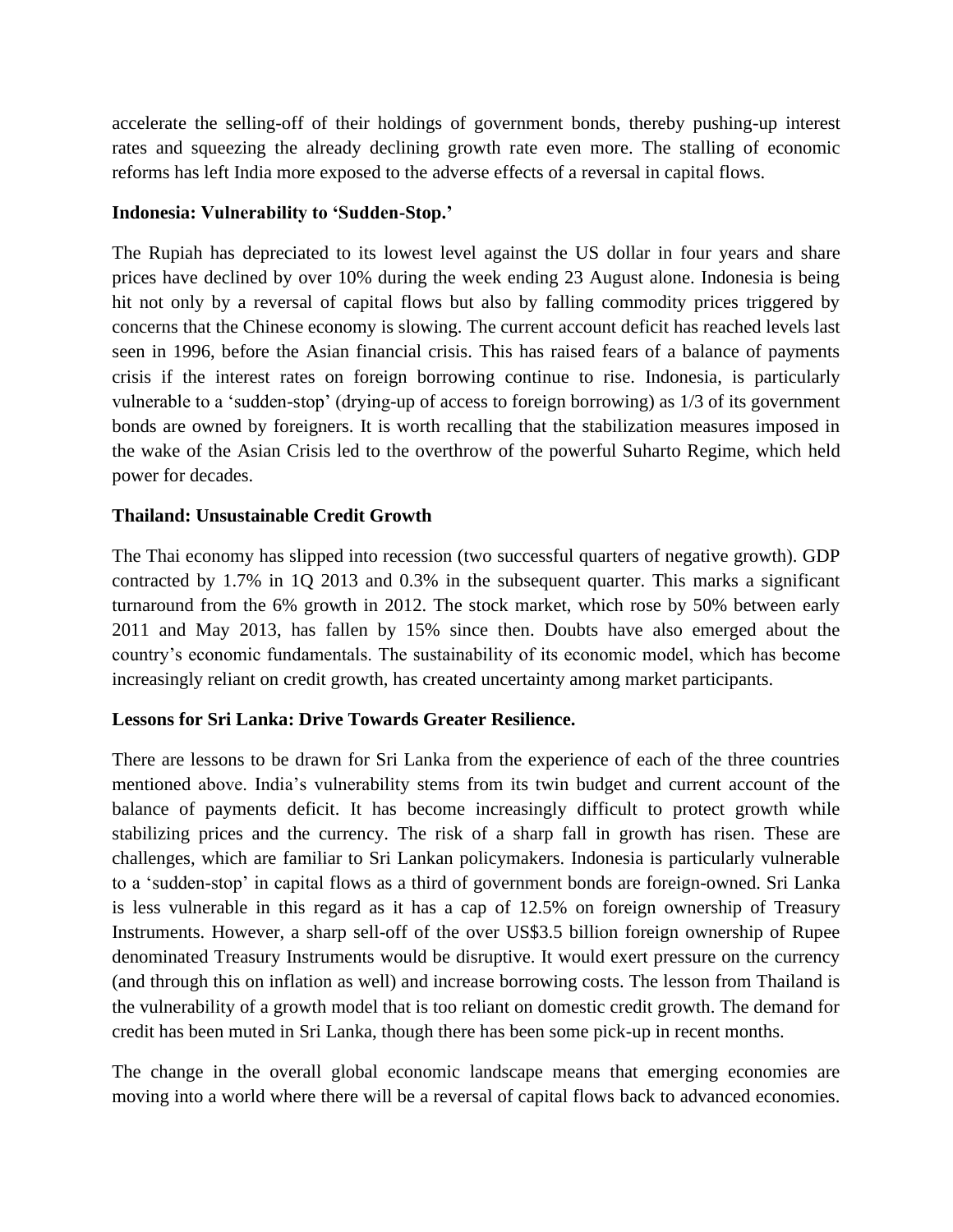accelerate the selling-off of their holdings of government bonds, thereby pushing-up interest rates and squeezing the already declining growth rate even more. The stalling of economic reforms has left India more exposed to the adverse effects of a reversal in capital flows.

**Indonesia: Vulnerability to 'Sudden-Stop.'**

The Rupiah has depreciated to its lowest level against the US dollar in four years and share prices have declined by over 10% during the week ending 23 August alone. Indonesia is being hit not only by a reversal of capital flows but also by falling commodity prices triggered by concerns that the Chinese economy is slowing. The current account deficit has reached levels last seen in 1996, before the Asian financial crisis. This has raised fears of a balance of payments crisis if the interest rates on foreign borrowing continue to rise. Indonesia, is particularly vulnerable to a 'sudden-stop' (drying-up of access to foreign borrowing) as 1/3 of its government bonds are owned by foreigners. It is worth recalling that the stabilization measures imposed in the wake of the Asian Crisis led to the overthrow of the powerful Suharto Regime, which held power for decades.

**Thailand: Unsustainable Credit Growth**

The Thai economy has slipped into recession (two successful quarters of negative growth). GDP contracted by 1.7% in 1Q 2013 and 0.3% in the subsequent quarter. This marks a significant turnaround from the 6% growth in 2012. The stock market, which rose by 50% between early 2011 and May 2013, has fallen by 15% since then. Doubts have also emerged about the country's economic fundamentals. The sustainability of its economic model, which has become increasingly reliant on credit growth, has created uncertainty among market participants.

**Lessons for Sri Lanka: Drive Towards Greater Resilience.**

There are lessons to be drawn for Sri Lanka from the experience of each of the three countries mentioned above. India's vulnerability stems from its twin budget and current account of the balance of payments deficit. It has become increasingly difficult to protect growth while stabilizing prices and the currency. The risk of a sharp fall in growth has risen. These are challenges, which are familiar to Sri Lankan policymakers. Indonesia is particularly vulnerable to a 'sudden-stop' in capital flows as a third of government bonds are foreign-owned. Sri Lanka is less vulnerable in this regard as it has a cap of 12.5% on foreign ownership of Treasury Instruments. However, a sharp sell-off of the over US$3.5 billion foreign ownership of Rupee denominated Treasury Instruments would be disruptive. It would exert pressure on the currency (and through this on inflation as well) and increase borrowing costs. The lesson from Thailand is the vulnerability of a growth model that is too reliant on domestic credit growth. The demand for credit has been muted in Sri Lanka, though there has been some pick-up in recent months.

The change in the overall global economic landscape means that emerging economies are moving into a world where there will be a reversal of capital flows back to advanced economies.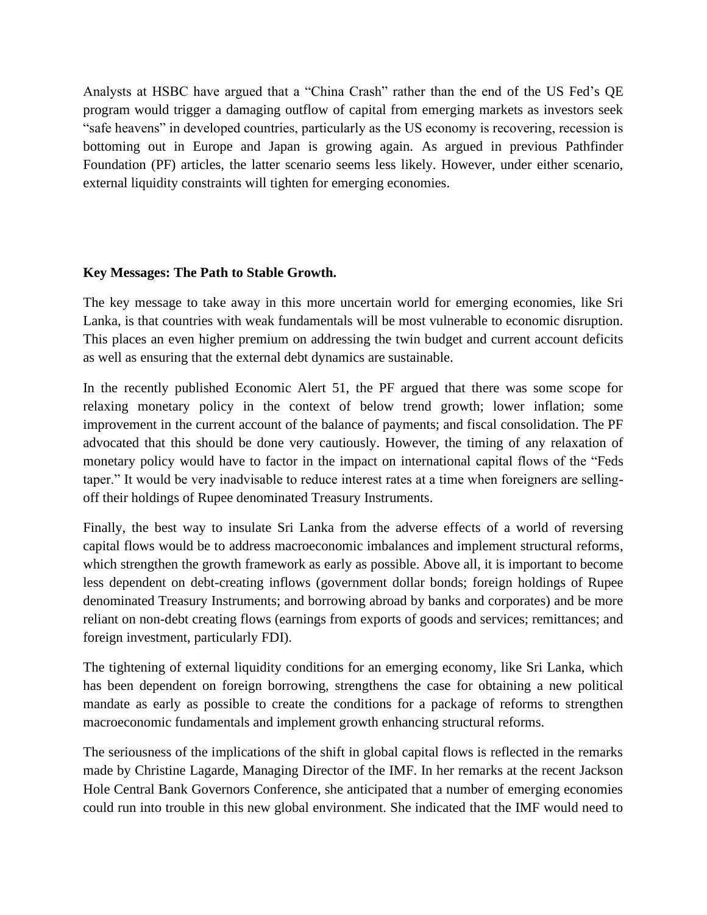Analysts at HSBC have argued that a "China Crash" rather than the end of the US Fed's QE program would trigger a damaging outflow of capital from emerging markets as investors seek "safe heavens" in developed countries, particularly as the US economy is recovering, recession is bottoming out in Europe and Japan is growing again. As argued in previous Pathfinder Foundation (PF) articles, the latter scenario seems less likely. However, under either scenario, external liquidity constraints will tighten for emerging economies.

**Key Messages: The Path to Stable Growth.**

The key message to take away in this more uncertain world for emerging economies, like Sri Lanka, is that countries with weak fundamentals will be most vulnerable to economic disruption. This places an even higher premium on addressing the twin budget and current account deficits as well as ensuring that the external debt dynamics are sustainable.

In the recently published Economic Alert 51, the PF argued that there was some scope for relaxing monetary policy in the context of below trend growth; lower inflation; some improvement in the current account of the balance of payments; and fiscal consolidation. The PF advocated that this should be done very cautiously. However, the timing of any relaxation of monetary policy would have to factor in the impact on international capital flows of the "Feds taper." It would be very inadvisable to reduce interest rates at a time when foreigners are selling-off their holdings of Rupee denominated Treasury Instruments.

Finally, the best way to insulate Sri Lanka from the adverse effects of a world of reversing capital flows would be to address macroeconomic imbalances and implement structural reforms, which strengthen the growth framework as early as possible. Above all, it is important to become less dependent on debt-creating inflows (government dollar bonds; foreign holdings of Rupee denominated Treasury Instruments; and borrowing abroad by banks and corporates) and be more reliant on non-debt creating flows (earnings from exports of goods and services; remittances; and foreign investment, particularly FDI).

The tightening of external liquidity conditions for an emerging economy, like Sri Lanka, which has been dependent on foreign borrowing, strengthens the case for obtaining a new political mandate as early as possible to create the conditions for a package of reforms to strengthen macroeconomic fundamentals and implement growth enhancing structural reforms.

The seriousness of the implications of the shift in global capital flows is reflected in the remarks made by Christine Lagarde, Managing Director of the IMF. In her remarks at the recent Jackson Hole Central Bank Governors Conference, she anticipated that a number of emerging economies could run into trouble in this new global environment. She indicated that the IMF would need to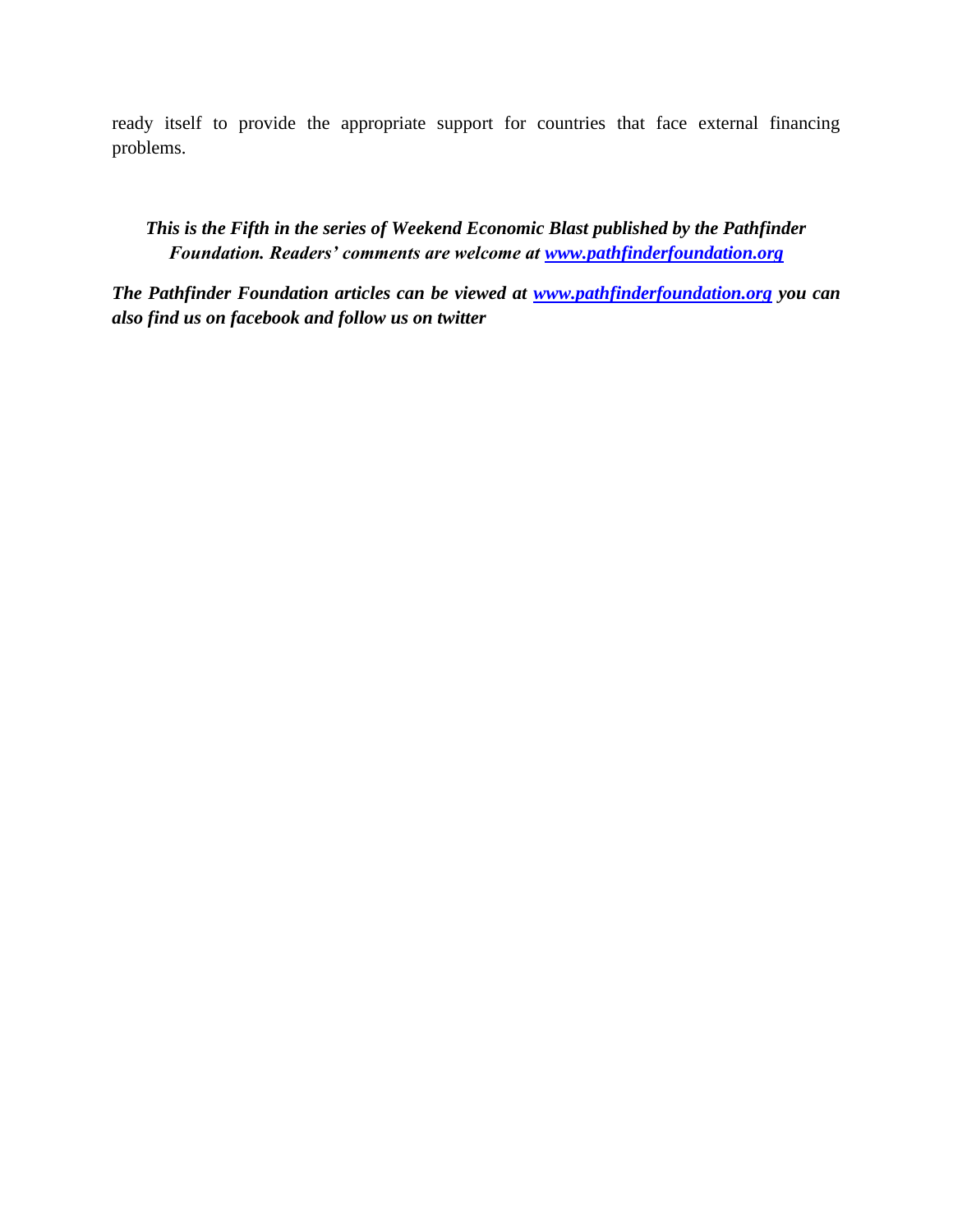ready itself to provide the appropriate support for countries that face external financing problems.

***This is the Fifth in the series of Weekend Economic Blast published by the Pathfinder Foundation. Readers' comments are welcome at [www.pathfinderfoundation.org](http://www.pathfinderfoundation.org)***

***The Pathfinder Foundation articles can be viewed at [www.pathfinderfoundation.org](http://www.pathfinderfoundation.org) you can also find us on facebook and follow us on twitter***